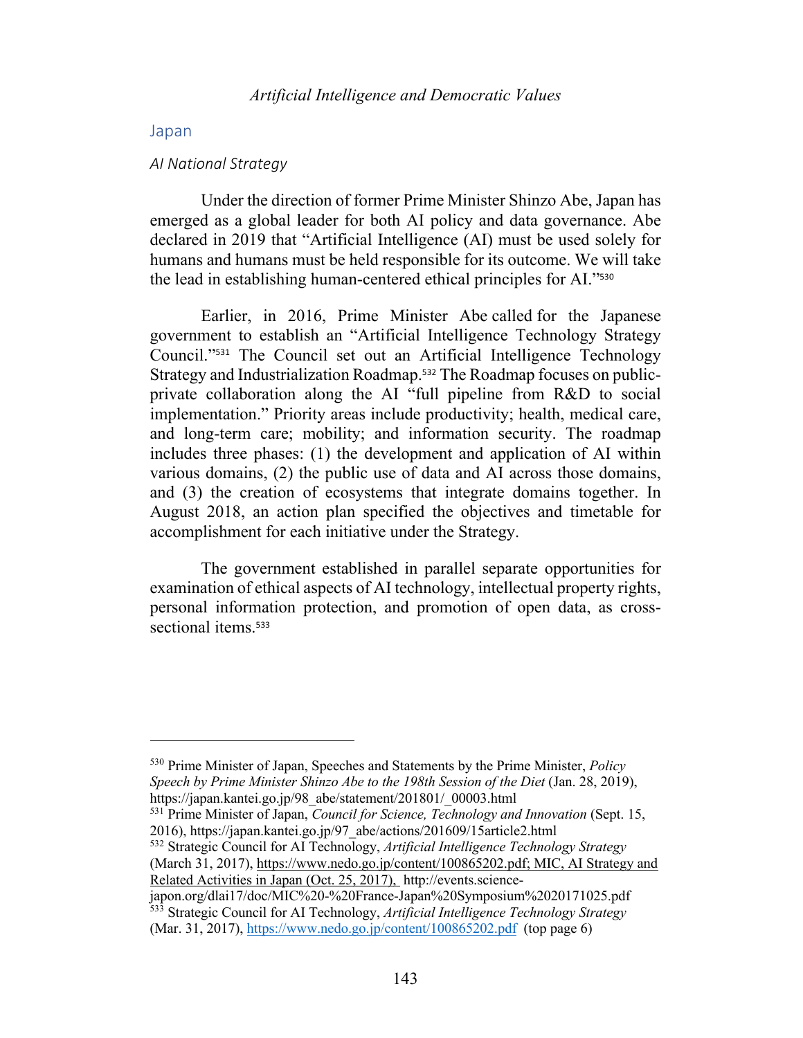## Japan

### *AI National Strategy*

Under the direction of former Prime Minister Shinzo Abe, Japan has emerged as a global leader for both AI policy and data governance. Abe declared in 2019 that "Artificial Intelligence (AI) must be used solely for humans and humans must be held responsible for its outcome. We will take the lead in establishing human-centered ethical principles for AI."[530]

Earlier, in 2016, Prime Minister Abe called for the Japanese government to establish an "Artificial Intelligence Technology Strategy Council."[531] The Council set out an Artificial Intelligence Technology Strategy and Industrialization Roadmap.[532] The Roadmap focuses on public-private collaboration along the AI "full pipeline from R&D to social implementation." Priority areas include productivity; health, medical care, and long-term care; mobility; and information security. The roadmap includes three phases: (1) the development and application of AI within various domains, (2) the public use of data and AI across those domains, and (3) the creation of ecosystems that integrate domains together. In August 2018, an action plan specified the objectives and timetable for accomplishment for each initiative under the Strategy.

The government established in parallel separate opportunities for examination of ethical aspects of AI technology, intellectual property rights, personal information protection, and promotion of open data, as cross-sectional items.[533]

---

[530] Prime Minister of Japan, Speeches and Statements by the Prime Minister, *Policy Speech by Prime Minister Shinzo Abe to the 198th Session of the Diet* (Jan. 28, 2019), https://japan.kantei.go.jp/98_abe/statement/201801/_00003.html

[531] Prime Minister of Japan, *Council for Science, Technology and Innovation* (Sept. 15, 2016), https://japan.kantei.go.jp/97_abe/actions/201609/15article2.html

[532] Strategic Council for AI Technology, *Artificial Intelligence Technology Strategy* (March 31, 2017), https://www.nedo.go.jp/content/100865202.pdf; MIC, AI Strategy and Related Activities in Japan (Oct. 25, 2017), http://events.science-japon.org/dlai17/doc/MIC%20-%20France-Japan%20Symposium%2020171025.pdf

[533] Strategic Council for AI Technology, *Artificial Intelligence Technology Strategy* (Mar. 31, 2017), https://www.nedo.go.jp/content/100865202.pdf (top page 6)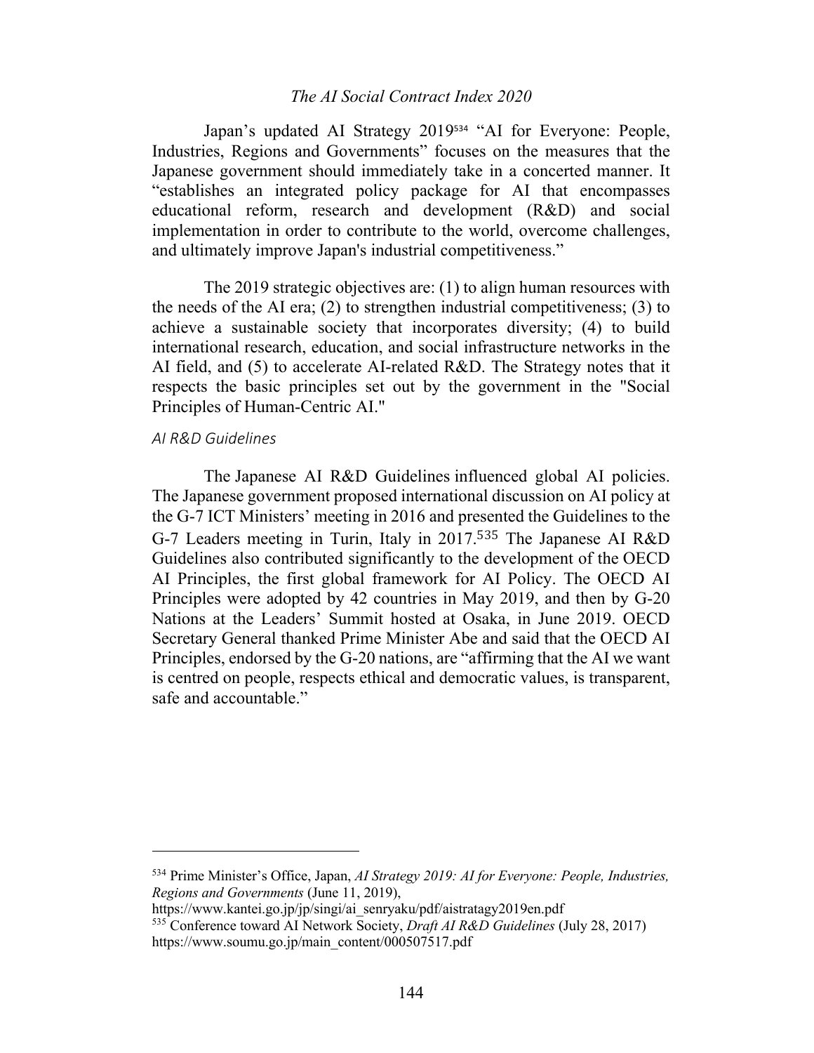Japan's updated AI Strategy 2019[534] "AI for Everyone: People, Industries, Regions and Governments" focuses on the measures that the Japanese government should immediately take in a concerted manner. It "establishes an integrated policy package for AI that encompasses educational reform, research and development (R&D) and social implementation in order to contribute to the world, overcome challenges, and ultimately improve Japan's industrial competitiveness."

The 2019 strategic objectives are: (1) to align human resources with the needs of the AI era; (2) to strengthen industrial competitiveness; (3) to achieve a sustainable society that incorporates diversity; (4) to build international research, education, and social infrastructure networks in the AI field, and (5) to accelerate AI-related R&D. The Strategy notes that it respects the basic principles set out by the government in the "Social Principles of Human-Centric AI."

### *AI R&D Guidelines*

The Japanese AI R&D Guidelines influenced global AI policies. The Japanese government proposed international discussion on AI policy at the G-7 ICT Ministers' meeting in 2016 and presented the Guidelines to the G-7 Leaders meeting in Turin, Italy in 2017.[535] The Japanese AI R&D Guidelines also contributed significantly to the development of the OECD AI Principles, the first global framework for AI Policy. The OECD AI Principles were adopted by 42 countries in May 2019, and then by G-20 Nations at the Leaders' Summit hosted at Osaka, in June 2019. OECD Secretary General thanked Prime Minister Abe and said that the OECD AI Principles, endorsed by the G-20 nations, are "affirming that the AI we want is centred on people, respects ethical and democratic values, is transparent, safe and accountable."

---

[534] Prime Minister's Office, Japan, *AI Strategy 2019: AI for Everyone: People, Industries, Regions and Governments* (June 11, 2019), https://www.kantei.go.jp/jp/singi/ai_senryaku/pdf/aistratagy2019en.pdf

[535] Conference toward AI Network Society, *Draft AI R&D Guidelines* (July 28, 2017) https://www.soumu.go.jp/main_content/000507517.pdf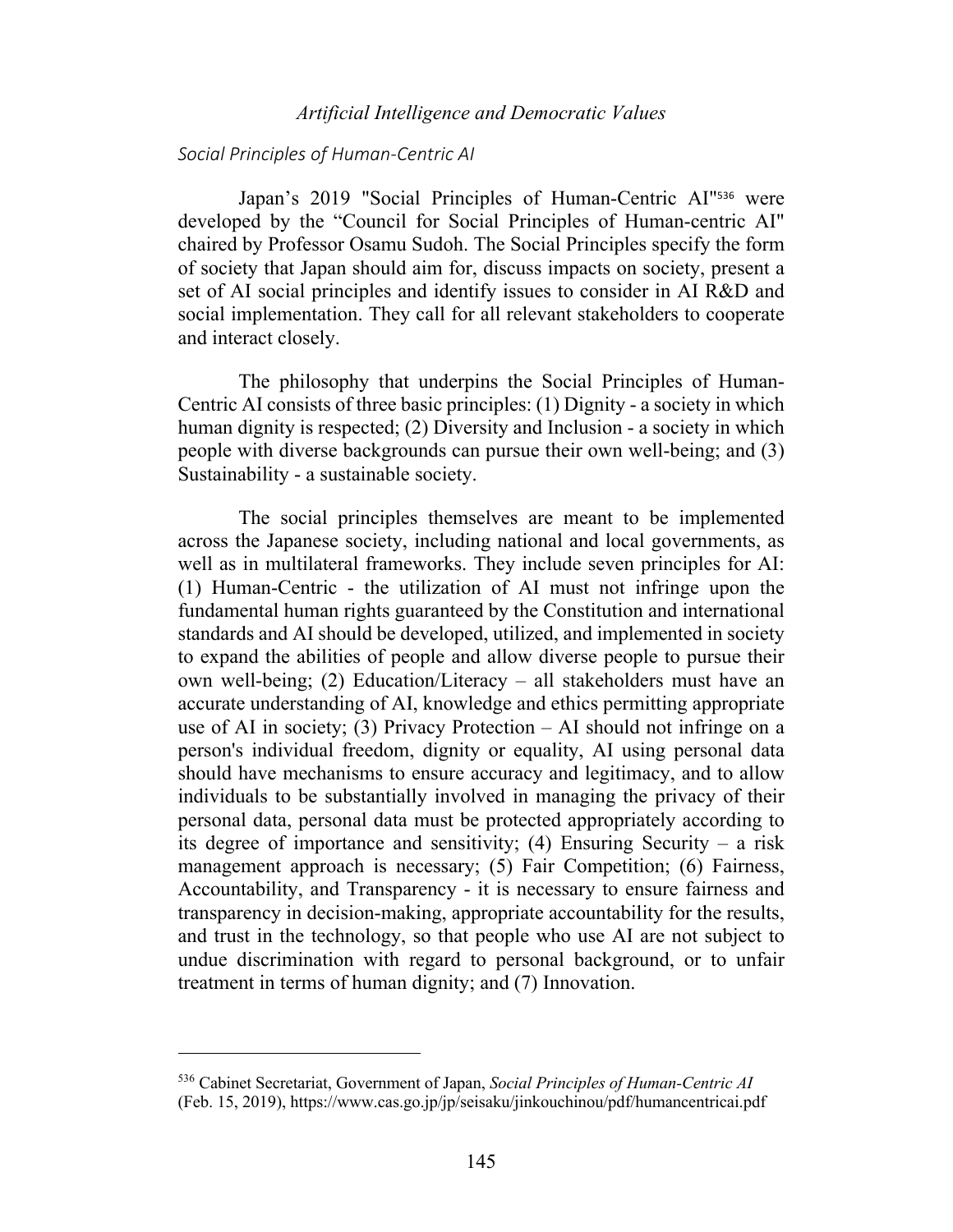### *Social Principles of Human-Centric AI*

Japan's 2019 "Social Principles of Human-Centric AI"[536] were developed by the "Council for Social Principles of Human-centric AI" chaired by Professor Osamu Sudoh. The Social Principles specify the form of society that Japan should aim for, discuss impacts on society, present a set of AI social principles and identify issues to consider in AI R&D and social implementation. They call for all relevant stakeholders to cooperate and interact closely.

The philosophy that underpins the Social Principles of Human-Centric AI consists of three basic principles: (1) Dignity - a society in which human dignity is respected; (2) Diversity and Inclusion - a society in which people with diverse backgrounds can pursue their own well-being; and (3) Sustainability - a sustainable society.

The social principles themselves are meant to be implemented across the Japanese society, including national and local governments, as well as in multilateral frameworks. They include seven principles for AI: (1) Human-Centric - the utilization of AI must not infringe upon the fundamental human rights guaranteed by the Constitution and international standards and AI should be developed, utilized, and implemented in society to expand the abilities of people and allow diverse people to pursue their own well-being; (2) Education/Literacy – all stakeholders must have an accurate understanding of AI, knowledge and ethics permitting appropriate use of AI in society; (3) Privacy Protection – AI should not infringe on a person's individual freedom, dignity or equality, AI using personal data should have mechanisms to ensure accuracy and legitimacy, and to allow individuals to be substantially involved in managing the privacy of their personal data, personal data must be protected appropriately according to its degree of importance and sensitivity; (4) Ensuring Security – a risk management approach is necessary; (5) Fair Competition; (6) Fairness, Accountability, and Transparency - it is necessary to ensure fairness and transparency in decision-making, appropriate accountability for the results, and trust in the technology, so that people who use AI are not subject to undue discrimination with regard to personal background, or to unfair treatment in terms of human dignity; and (7) Innovation.

---

[536] Cabinet Secretariat, Government of Japan, *Social Principles of Human-Centric AI* (Feb. 15, 2019), https://www.cas.go.jp/jp/seisaku/jinkouchinou/pdf/humancentricai.pdf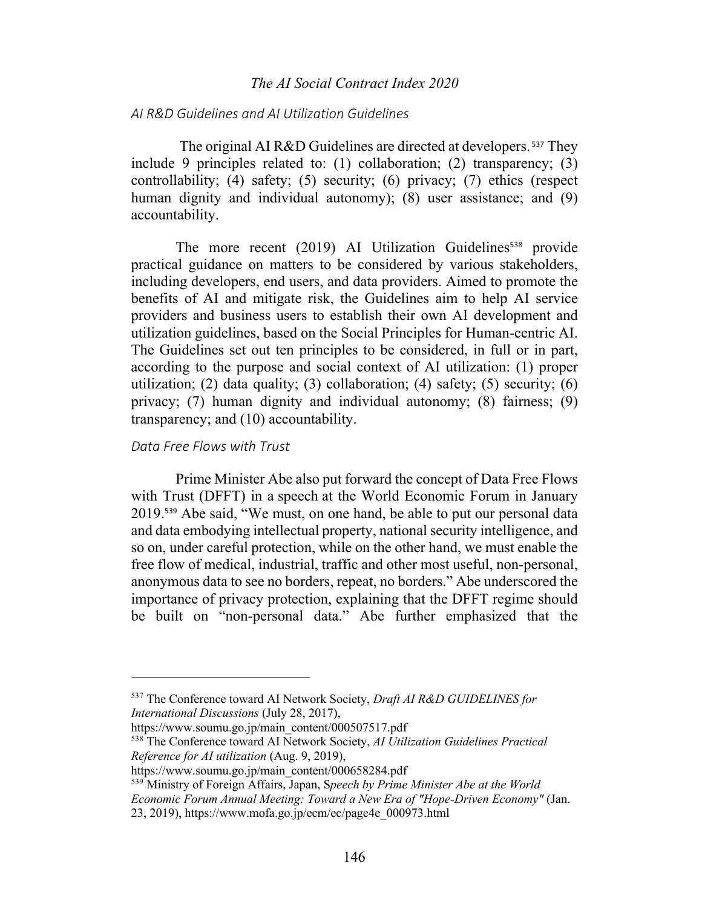### *AI R&D Guidelines and AI Utilization Guidelines*

The original AI R&D Guidelines are directed at developers.[537] They include 9 principles related to: (1) collaboration; (2) transparency; (3) controllability; (4) safety; (5) security; (6) privacy; (7) ethics (respect human dignity and individual autonomy); (8) user assistance; and (9) accountability.

The more recent (2019) AI Utilization Guidelines[538] provide practical guidance on matters to be considered by various stakeholders, including developers, end users, and data providers. Aimed to promote the benefits of AI and mitigate risk, the Guidelines aim to help AI service providers and business users to establish their own AI development and utilization guidelines, based on the Social Principles for Human-centric AI. The Guidelines set out ten principles to be considered, in full or in part, according to the purpose and social context of AI utilization: (1) proper utilization; (2) data quality; (3) collaboration; (4) safety; (5) security; (6) privacy; (7) human dignity and individual autonomy; (8) fairness; (9) transparency; and (10) accountability.

### *Data Free Flows with Trust*

Prime Minister Abe also put forward the concept of Data Free Flows with Trust (DFFT) in a speech at the World Economic Forum in January 2019.[539] Abe said, "We must, on one hand, be able to put our personal data and data embodying intellectual property, national security intelligence, and so on, under careful protection, while on the other hand, we must enable the free flow of medical, industrial, traffic and other most useful, non-personal, anonymous data to see no borders, repeat, no borders." Abe underscored the importance of privacy protection, explaining that the DFFT regime should be built on "non-personal data." Abe further emphasized that the

---

[537] The Conference toward AI Network Society, *Draft AI R&D GUIDELINES for International Discussions* (July 28, 2017), https://www.soumu.go.jp/main_content/000507517.pdf

[538] The Conference toward AI Network Society, *AI Utilization Guidelines Practical Reference for AI utilization* (Aug. 9, 2019), https://www.soumu.go.jp/main_content/000658284.pdf

[539] Ministry of Foreign Affairs, Japan, S*peech by Prime Minister Abe at the World Economic Forum Annual Meeting: Toward a New Era of "Hope-Driven Economy"* (Jan. 23, 2019), https://www.mofa.go.jp/ecm/ec/page4e_000973.html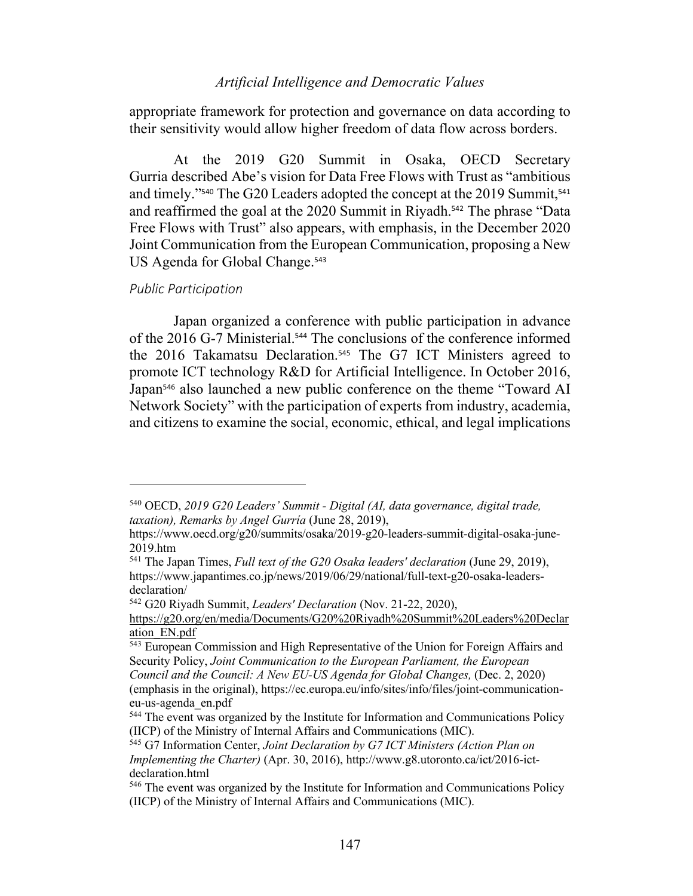appropriate framework for protection and governance on data according to their sensitivity would allow higher freedom of data flow across borders.

At the 2019 G20 Summit in Osaka, OECD Secretary Gurria described Abe's vision for Data Free Flows with Trust as "ambitious and timely."[540] The G20 Leaders adopted the concept at the 2019 Summit,[541] and reaffirmed the goal at the 2020 Summit in Riyadh.[542] The phrase "Data Free Flows with Trust" also appears, with emphasis, in the December 2020 Joint Communication from the European Communication, proposing a New US Agenda for Global Change.[543]

### *Public Participation*

Japan organized a conference with public participation in advance of the 2016 G-7 Ministerial.[544] The conclusions of the conference informed the 2016 Takamatsu Declaration.[545] The G7 ICT Ministers agreed to promote ICT technology R&D for Artificial Intelligence. In October 2016, Japan[546] also launched a new public conference on the theme "Toward AI Network Society" with the participation of experts from industry, academia, and citizens to examine the social, economic, ethical, and legal implications

---

[540] OECD, *2019 G20 Leaders' Summit - Digital (AI, data governance, digital trade, taxation), Remarks by Angel Gurría* (June 28, 2019), https://www.oecd.org/g20/summits/osaka/2019-g20-leaders-summit-digital-osaka-june-2019.htm

[541] The Japan Times, *Full text of the G20 Osaka leaders' declaration* (June 29, 2019), https://www.japantimes.co.jp/news/2019/06/29/national/full-text-g20-osaka-leaders-declaration/

[542] G20 Riyadh Summit, *Leaders' Declaration* (Nov. 21-22, 2020), https://g20.org/en/media/Documents/G20%20Riyadh%20Summit%20Leaders%20Declaration_EN.pdf

[543] European Commission and High Representative of the Union for Foreign Affairs and Security Policy, *Joint Communication to the European Parliament, the European Council and the Council: A New EU-US Agenda for Global Changes,* (Dec. 2, 2020) (emphasis in the original), https://ec.europa.eu/info/sites/info/files/joint-communication-eu-us-agenda_en.pdf

[544] The event was organized by the Institute for Information and Communications Policy (IICP) of the Ministry of Internal Affairs and Communications (MIC).

[545] G7 Information Center, *Joint Declaration by G7 ICT Ministers (Action Plan on Implementing the Charter)* (Apr. 30, 2016), http://www.g8.utoronto.ca/ict/2016-ict-declaration.html

[546] The event was organized by the Institute for Information and Communications Policy (IICP) of the Ministry of Internal Affairs and Communications (MIC).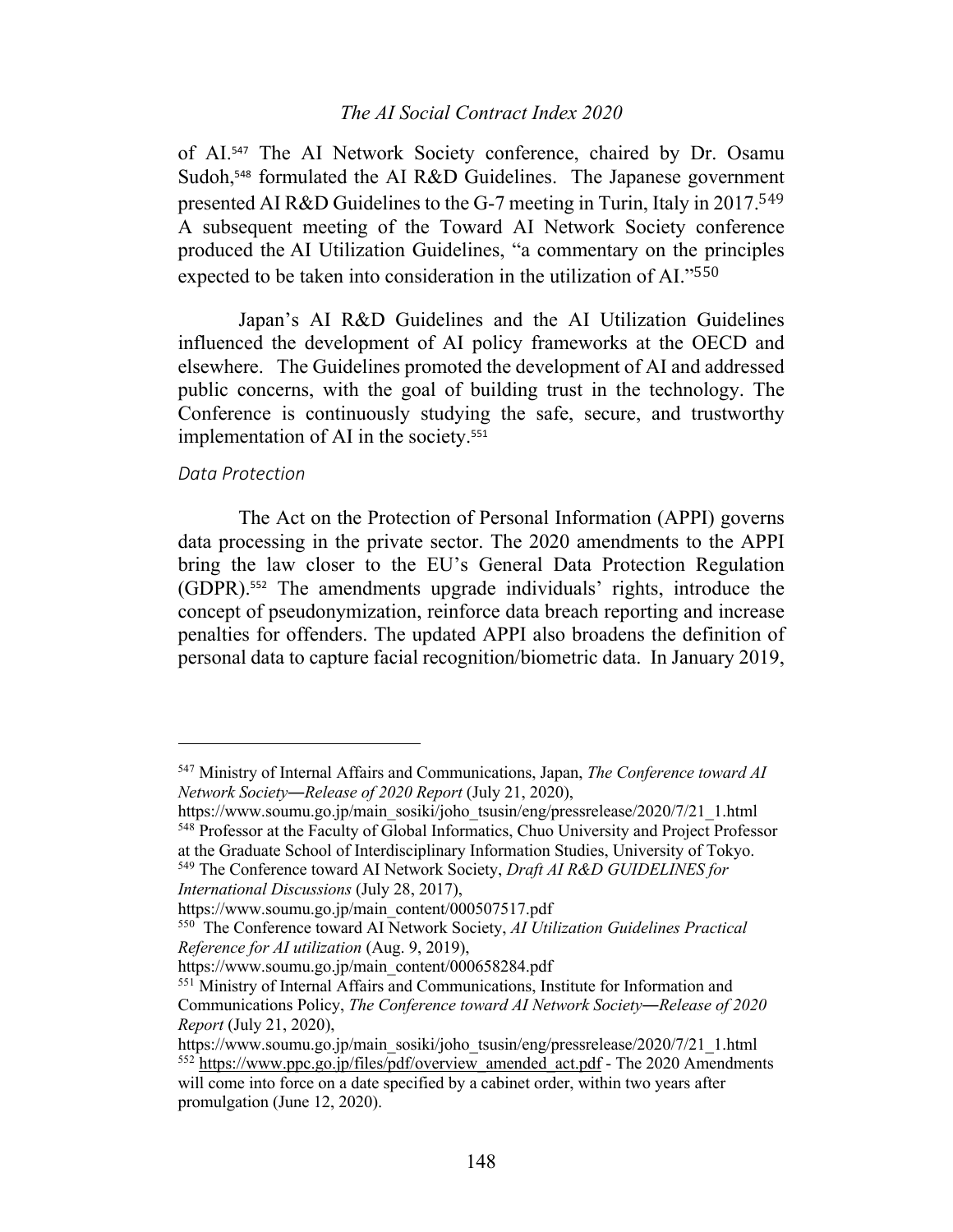of AI.[547] The AI Network Society conference, chaired by Dr. Osamu Sudoh,[548] formulated the AI R&D Guidelines. The Japanese government presented AI R&D Guidelines to the G-7 meeting in Turin, Italy in 2017.[549] A subsequent meeting of the Toward AI Network Society conference produced the AI Utilization Guidelines, "a commentary on the principles expected to be taken into consideration in the utilization of AI."[550]

Japan's AI R&D Guidelines and the AI Utilization Guidelines influenced the development of AI policy frameworks at the OECD and elsewhere. The Guidelines promoted the development of AI and addressed public concerns, with the goal of building trust in the technology. The Conference is continuously studying the safe, secure, and trustworthy implementation of AI in the society.[551]

*Data Protection*

The Act on the Protection of Personal Information (APPI) governs data processing in the private sector. The 2020 amendments to the APPI bring the law closer to the EU's General Data Protection Regulation (GDPR).[552] The amendments upgrade individuals' rights, introduce the concept of pseudonymization, reinforce data breach reporting and increase penalties for offenders. The updated APPI also broadens the definition of personal data to capture facial recognition/biometric data. In January 2019,

---

[547] Ministry of Internal Affairs and Communications, Japan, *The Conference toward AI Network Society―Release of 2020 Report* (July 21, 2020), https://www.soumu.go.jp/main_sosiki/joho_tsusin/eng/pressrelease/2020/7/21_1.html

[548] Professor at the Faculty of Global Informatics, Chuo University and Project Professor at the Graduate School of Interdisciplinary Information Studies, University of Tokyo.

[549] The Conference toward AI Network Society, *Draft AI R&D GUIDELINES for International Discussions* (July 28, 2017), https://www.soumu.go.jp/main_content/000507517.pdf

[550] The Conference toward AI Network Society, *AI Utilization Guidelines Practical Reference for AI utilization* (Aug. 9, 2019), https://www.soumu.go.jp/main_content/000658284.pdf

[551] Ministry of Internal Affairs and Communications, Institute for Information and Communications Policy, *The Conference toward AI Network Society―Release of 2020 Report* (July 21, 2020), https://www.soumu.go.jp/main_sosiki/joho_tsusin/eng/pressrelease/2020/7/21_1.html

[552] https://www.ppc.go.jp/files/pdf/overview_amended_act.pdf - The 2020 Amendments will come into force on a date specified by a cabinet order, within two years after promulgation (June 12, 2020).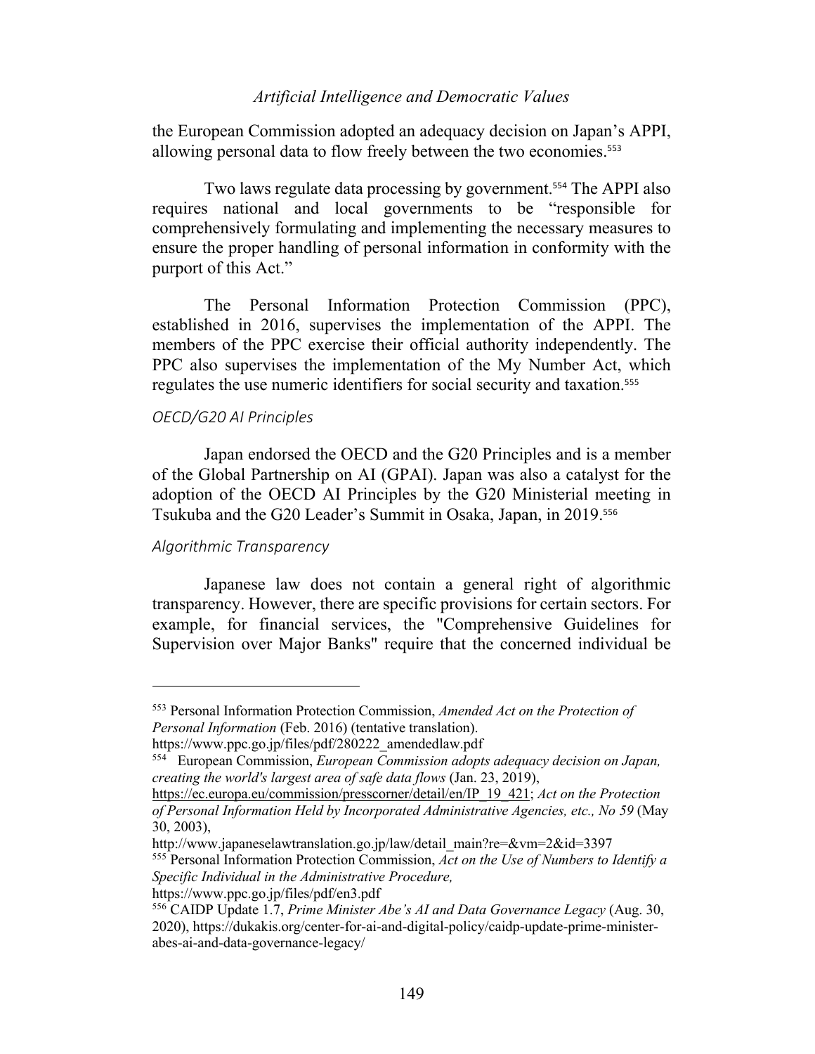the European Commission adopted an adequacy decision on Japan's APPI, allowing personal data to flow freely between the two economies.[553]

Two laws regulate data processing by government.[554] The APPI also requires national and local governments to be "responsible for comprehensively formulating and implementing the necessary measures to ensure the proper handling of personal information in conformity with the purport of this Act."

The Personal Information Protection Commission (PPC), established in 2016, supervises the implementation of the APPI. The members of the PPC exercise their official authority independently. The PPC also supervises the implementation of the My Number Act, which regulates the use numeric identifiers for social security and taxation.[555]

### *OECD/G20 AI Principles*

Japan endorsed the OECD and the G20 Principles and is a member of the Global Partnership on AI (GPAI). Japan was also a catalyst for the adoption of the OECD AI Principles by the G20 Ministerial meeting in Tsukuba and the G20 Leader's Summit in Osaka, Japan, in 2019.[556]

### *Algorithmic Transparency*

Japanese law does not contain a general right of algorithmic transparency. However, there are specific provisions for certain sectors. For example, for financial services, the "Comprehensive Guidelines for Supervision over Major Banks" require that the concerned individual be

---

[553] Personal Information Protection Commission, *Amended Act on the Protection of Personal Information* (Feb. 2016) (tentative translation). https://www.ppc.go.jp/files/pdf/280222_amendedlaw.pdf

[554] European Commission, *European Commission adopts adequacy decision on Japan, creating the world's largest area of safe data flows* (Jan. 23, 2019), https://ec.europa.eu/commission/presscorner/detail/en/IP_19_421; *Act on the Protection of Personal Information Held by Incorporated Administrative Agencies, etc., No 59* (May 30, 2003), http://www.japaneselawtranslation.go.jp/law/detail_main?re=&vm=2&id=3397

[555] Personal Information Protection Commission, *Act on the Use of Numbers to Identify a Specific Individual in the Administrative Procedure,* https://www.ppc.go.jp/files/pdf/en3.pdf

[556] CAIDP Update 1.7, *Prime Minister Abe's AI and Data Governance Legacy* (Aug. 30, 2020), https://dukakis.org/center-for-ai-and-digital-policy/caidp-update-prime-minister-abes-ai-and-data-governance-legacy/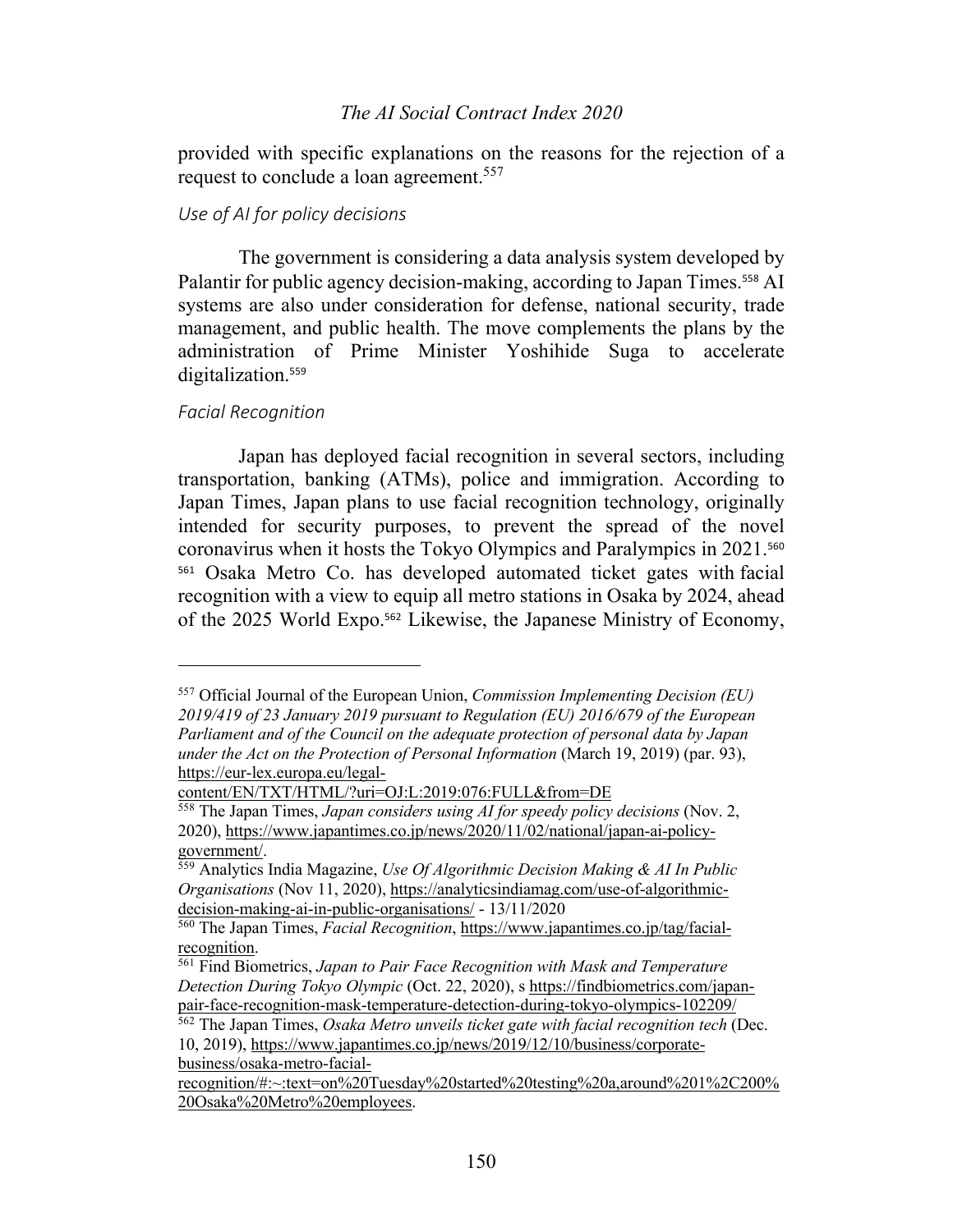provided with specific explanations on the reasons for the rejection of a request to conclude a loan agreement.[557]

### *Use of AI for policy decisions*

The government is considering a data analysis system developed by Palantir for public agency decision-making, according to Japan Times.[558] AI systems are also under consideration for defense, national security, trade management, and public health. The move complements the plans by the administration of Prime Minister Yoshihide Suga to accelerate digitalization.[559]

### *Facial Recognition*

Japan has deployed facial recognition in several sectors, including transportation, banking (ATMs), police and immigration. According to Japan Times, Japan plans to use facial recognition technology, originally intended for security purposes, to prevent the spread of the novel coronavirus when it hosts the Tokyo Olympics and Paralympics in 2021.[560] [561] Osaka Metro Co. has developed automated ticket gates with facial recognition with a view to equip all metro stations in Osaka by 2024, ahead of the 2025 World Expo.[562] Likewise, the Japanese Ministry of Economy,

---

[557] Official Journal of the European Union, *Commission Implementing Decision (EU) 2019/419 of 23 January 2019 pursuant to Regulation (EU) 2016/679 of the European Parliament and of the Council on the adequate protection of personal data by Japan under the Act on the Protection of Personal Information* (March 19, 2019) (par. 93), https://eur-lex.europa.eu/legal-content/EN/TXT/HTML/?uri=OJ:L:2019:076:FULL&from=DE

[558] The Japan Times, *Japan considers using AI for speedy policy decisions* (Nov. 2, 2020), https://www.japantimes.co.jp/news/2020/11/02/national/japan-ai-policy-government/.

[559] Analytics India Magazine, *Use Of Algorithmic Decision Making & AI In Public Organisations* (Nov 11, 2020), https://analyticsindiamag.com/use-of-algorithmic-decision-making-ai-in-public-organisations/ - 13/11/2020

[560] The Japan Times, *Facial Recognition*, https://www.japantimes.co.jp/tag/facial-recognition.

[561] Find Biometrics, *Japan to Pair Face Recognition with Mask and Temperature Detection During Tokyo Olympic* (Oct. 22, 2020), s https://findbiometrics.com/japan-pair-face-recognition-mask-temperature-detection-during-tokyo-olympics-102209/

[562] The Japan Times, *Osaka Metro unveils ticket gate with facial recognition tech* (Dec. 10, 2019), https://www.japantimes.co.jp/news/2019/12/10/business/corporate-business/osaka-metro-facial-recognition/#:~:text=on%20Tuesday%20started%20testing%20a,around%201%2C200%20Osaka%20Metro%20employees.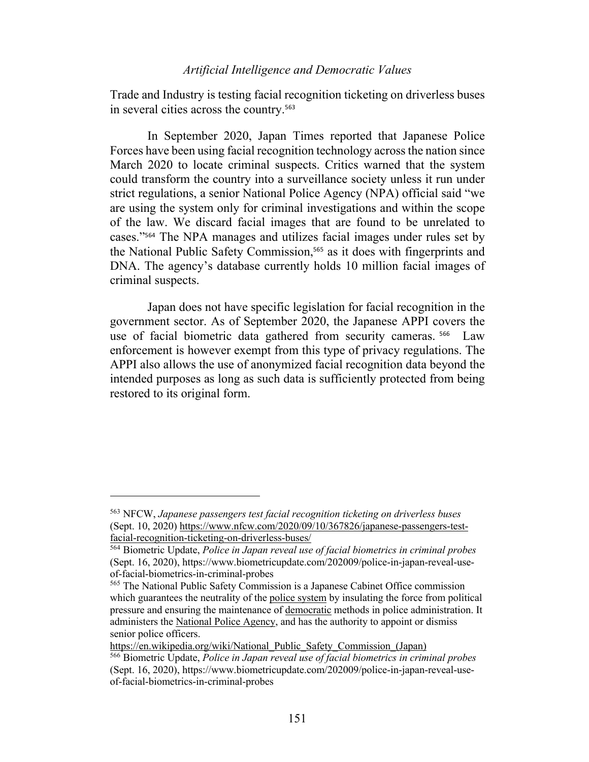Trade and Industry is testing facial recognition ticketing on driverless buses in several cities across the country.[563]

In September 2020, Japan Times reported that Japanese Police Forces have been using facial recognition technology across the nation since March 2020 to locate criminal suspects. Critics warned that the system could transform the country into a surveillance society unless it run under strict regulations, a senior National Police Agency (NPA) official said "we are using the system only for criminal investigations and within the scope of the law. We discard facial images that are found to be unrelated to cases."[564] The NPA manages and utilizes facial images under rules set by the National Public Safety Commission,[565] as it does with fingerprints and DNA. The agency's database currently holds 10 million facial images of criminal suspects.

Japan does not have specific legislation for facial recognition in the government sector. As of September 2020, the Japanese APPI covers the use of facial biometric data gathered from security cameras.[566] Law enforcement is however exempt from this type of privacy regulations. The APPI also allows the use of anonymized facial recognition data beyond the intended purposes as long as such data is sufficiently protected from being restored to its original form.

---

[563] NFCW, *Japanese passengers test facial recognition ticketing on driverless buses* (Sept. 10, 2020) https://www.nfcw.com/2020/09/10/367826/japanese-passengers-test-facial-recognition-ticketing-on-driverless-buses/

[564] Biometric Update, *Police in Japan reveal use of facial biometrics in criminal probes* (Sept. 16, 2020), https://www.biometricupdate.com/202009/police-in-japan-reveal-use-of-facial-biometrics-in-criminal-probes

[565] The National Public Safety Commission is a Japanese Cabinet Office commission which guarantees the neutrality of the police system by insulating the force from political pressure and ensuring the maintenance of democratic methods in police administration. It administers the National Police Agency, and has the authority to appoint or dismiss senior police officers. https://en.wikipedia.org/wiki/National_Public_Safety_Commission_(Japan)

[566] Biometric Update, *Police in Japan reveal use of facial biometrics in criminal probes* (Sept. 16, 2020), https://www.biometricupdate.com/202009/police-in-japan-reveal-use-of-facial-biometrics-in-criminal-probes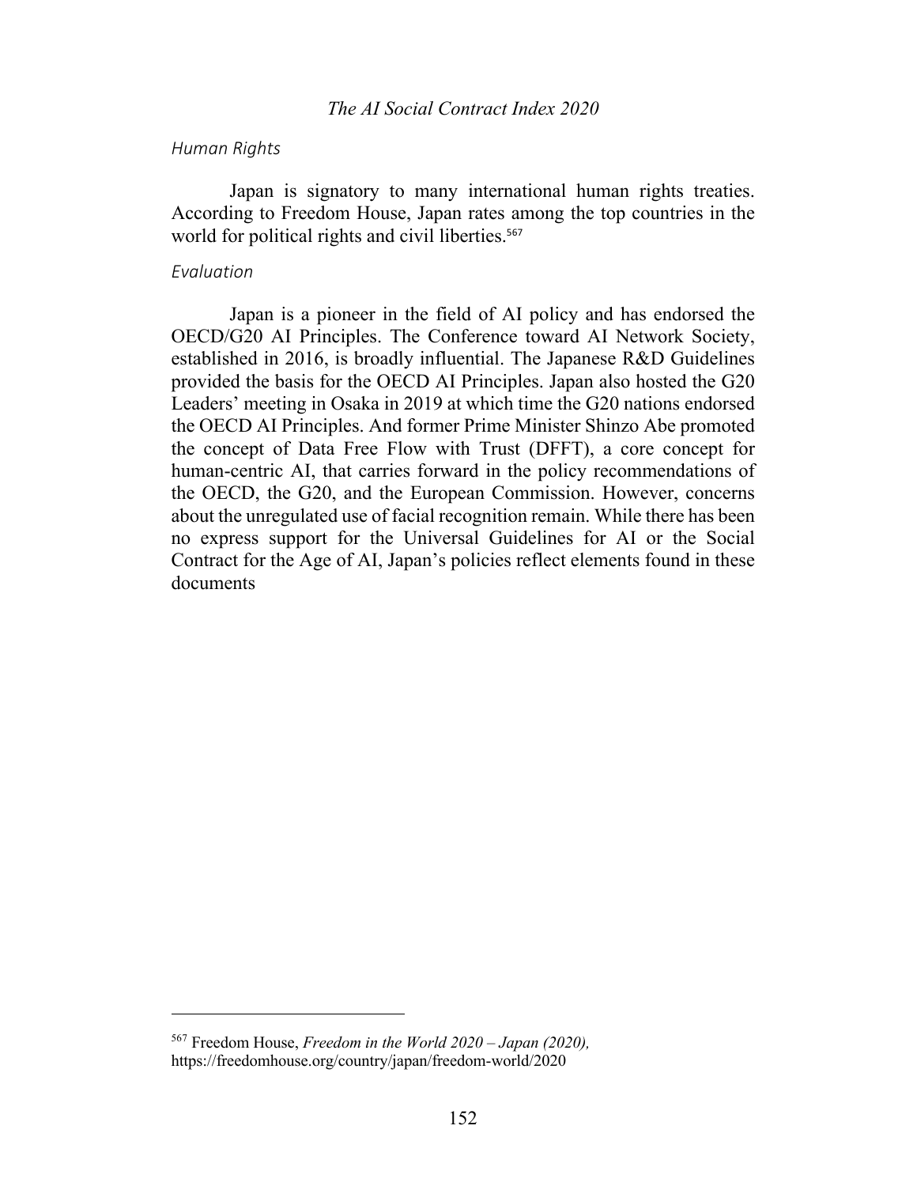### *Human Rights*

Japan is signatory to many international human rights treaties. According to Freedom House, Japan rates among the top countries in the world for political rights and civil liberties.[567]

### *Evaluation*

Japan is a pioneer in the field of AI policy and has endorsed the OECD/G20 AI Principles. The Conference toward AI Network Society, established in 2016, is broadly influential. The Japanese R&D Guidelines provided the basis for the OECD AI Principles. Japan also hosted the G20 Leaders' meeting in Osaka in 2019 at which time the G20 nations endorsed the OECD AI Principles. And former Prime Minister Shinzo Abe promoted the concept of Data Free Flow with Trust (DFFT), a core concept for human-centric AI, that carries forward in the policy recommendations of the OECD, the G20, and the European Commission. However, concerns about the unregulated use of facial recognition remain. While there has been no express support for the Universal Guidelines for AI or the Social Contract for the Age of AI, Japan's policies reflect elements found in these documents

---

[567] Freedom House, *Freedom in the World 2020 – Japan (2020),* https://freedomhouse.org/country/japan/freedom-world/2020